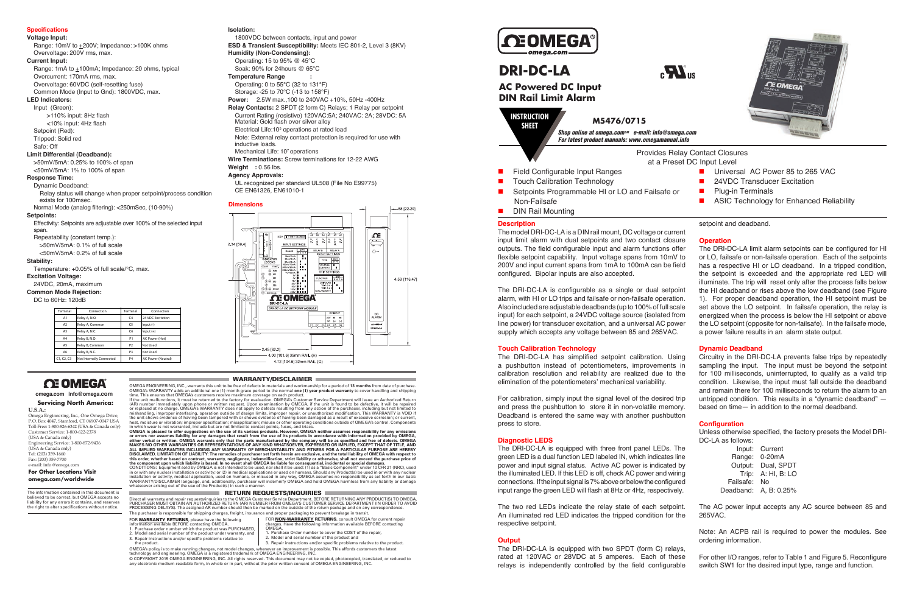# DRI-DC-LA

## AC Powered DC Input DIN Rail Limit Alarm

INSTRUCTION SHEET

**M5476/0715**

*Shop online at omega.com℠ e-mail: info@omega.com*
*For latest product manuals: www.omegamanual.info*

Provides Relay Contact Closures at a Preset DC Input Level

- Field Configurable Input Ranges
- Touch Calibration Technology
- Setpoints Programmable HI or LO and Failsafe or Non-Failsafe
- DIN Rail Mounting
- Universal AC Power 85 to 265 VAC
- 24VDC Transducer Excitation
- Plug-in Terminals
- ASIC Technology for Enhanced Reliability

### Description

The model DRI-DC-LA is a DIN rail mount, DC voltage or current input limit alarm with dual setpoints and two contact closure outputs. The field configurable input and alarm functions offer flexible setpoint capability. Input voltage spans from 10mV to 200V and input current spans from 1mA to 100mA can be field configured. Bipolar inputs are also accepted.

The DRI-DC-LA is configurable as a single or dual setpoint alarm, with HI or LO trips and failsafe or non-failsafe operation. Also included are adjustable deadbands (up to 100% of full scale input) for each setpoint, a 24VDC voltage source (isolated from line power) for transducer excitation, and a universal AC power supply which accepts any voltage between 85 and 265VAC.

### Touch Calibration Technology

The DRI-DC-LA has simplified setpoint calibration. Using a pushbutton instead of potentiometers, improvements in calibration resolution and reliability are realized due to the elimination of the potentiometers' mechanical variability.

For calibration, simply input the signal level of the desired trip and press the pushbutton to store it in non-volatile memory. Deadband is entered the same way with another pushbutton press to store.

### Diagnostic LEDS

The DRI-DC-LA is equipped with three front panel LEDs. The green LED is a dual function LED labeled IN, which indicates line power and input signal status. Active AC power is indicated by the illuminated LED. If this LED is off, check AC power and wiring connections. If the input signal is 7% above or below the configured input range the green LED will flash at 8Hz or 4Hz, respectively.

The two red LEDs indicate the relay state of each setpoint. An illuminated red LED indicates the tripped condition for the respective setpoint.

### Output

The DRI-DC-LA is equipped with two SPDT (form C) relays, rated at 120VAC or 28VDC at 5 amperes. Each of these relays is independently controlled by the field configurable setpoint and deadband.

### Operation

The DRI-DC-LA limit alarm setpoints can be configured for HI or LO, failsafe or non-failsafe operation. Each of the setpoints has a respective HI or LO deadband. In a tripped condition, the setpoint is exceeded and the appropriate red LED will illuminate. The trip will reset only after the process falls below the HI deadband or rises above the low deadband (see Figure 1). For proper deadband operation, the HI setpoint must be set above the LO setpoint. In failsafe operation, the relay is energized when the process is below the HI setpoint or above the LO setpoint (opposite for non-failsafe). In the failsafe mode, a power failure results in an alarm state output.

### Dynamic Deadband

Circuitry in the DRI-DC-LA prevents false trips by repeatedly sampling the input. The input must be beyond the setpoint for 100 milliseconds, uninterrupted, to qualify as a valid trip condition. Likewise, the input must fall outside the deadband and remain there for 100 milliseconds to return the alarm to an untripped condition. This results in a "dynamic deadband" — based on time— in addition to the normal deadband.

### Configuration

Unless otherwise specified, the factory presets the Model DRI-DC-LA as follows:

Input: Current
Range: 0-20mA
Output: Dual, SPDT
Trip: A: HI, B: LO
Failsafe: No
Deadband: A, B: 0.25%

The AC power input accepts any AC source between 85 and 265VAC.

Note: An ACPB rail is required to power the modules. See ordering information.

For other I/O ranges, refer to Table 1 and Figure 5. Reconfigure switch SW1 for the desired input type, range and function.

### Specifications

**Voltage Input:**
Range: 10mV to ±200V; Impedance: >100K ohms
Overvoltage: 200V rms, max.

**Current Input:**
Range: 1mA to ±100mA; Impedance: 20 ohms, typical
Overcurrent: 170mA rms, max.
Overvoltage: 60VDC (self-resetting fuse)
Common Mode (Input to Gnd): 1800VDC, max.

**LED Indicators:**
Input (Green):
>110% input: 8Hz flash
<10% input: 4Hz flash
Setpoint (Red):
Tripped: Solid red
Safe: Off

**Limit Differential (Deadband):**
>50mV/5mA: 0.25% to 100% of span
<50mV/5mA: 1% to 100% of span

**Response Time:**
Dynamic Deadband:
Relay status will change when proper setpoint/process condition exists for 100msec.
Normal Mode (analog filtering): <250mSec, (10-90%)

**Setpoints:**
Effectivity: Setpoints are adjustable over 100% of the selected input span.
Repeatability (constant temp.):
>50mV/5mA: 0.1% of full scale
<50mV/5mA: 0.2% of full scale

**Stability:**
Temperature: +0.05% of full scale/°C, max.

**Excitation Voltage:**
24VDC, 20mA, maximum

**Common Mode Rejection:**
DC to 60Hz: 120dB

| Terminal | Connection | Terminal | Connection |
|---|---|---|---|
| A1 | Relay A, N.O. | C4 | 24 VDC Excitation |
| A2 | Relay A, Common | C5 | Input (-) |
| A3 | Relay A, N.C. | C6 | Input (+) |
| A4 | Relay B, N.O. | P1 | AC Power (Hot) |
| A5 | Relay B, Common | P2 | Not Used |
| A6 | Relay B, N.C. | P3 | Not Used |
| C1, C2, C3 | Not Internally Connected | P4 | AC Power (Neutral) |

**Isolation:**
1800VDC between contacts, input and power

**ESD & Transient Susceptibility:** Meets IEC 801-2, Level 3 (8KV)

**Humidity (Non-Condensing):**
Operating: 15 to 95% @ 45°C
Soak: 90% for 24hours @ 65°C

**Temperature Range :**
Operating: 0 to 55°C (32 to 131°F)
Storage: -25 to 70°C (-13 to 158°F)

**Power:** 2.5W max.,100 to 240VAC +10%, 50Hz -400Hz

**Relay Contacts:** 2 SPDT (2 form C) Relays; 1 Relay per setpoint
Current Rating (resistive) 120VAC:5A; 240VAC: 2A; 28VDC: 5A
Material: Gold flash over silver alloy
Electrical Life:$10^5$ operations at rated load
Note: External relay contact protection is required for use with inductive loads.
Mechanical Life: $10^7$ operations

**Wire Terminations:** Screw terminations for 12-22 AWG

**Weight :** 0.56 lbs.

**Agency Approvals:**
UL recognized per standard UL508 (File No E99775)
CE EN61326, EN61010-1

### Dimensions

2.34 [59.4]; 2.45 [62.2]; 4.00 [101.6] 35mm RAIL (H); 4.12 [104.6] 32mm RAIL (G); 4.59 [116.47]; .88 [22.29]

omega.com info@omega.com

**Servicing North America:**

**U.S.A.:**
Omega Engineering, Inc., One Omega Drive,
P.O. Box 4047, Stamford, CT 06907-0047 USA
Toll-Free: 1-800-826-6342 (USA & Canada only)
Customer Service: 1-800-622-2378
(USA & Canada only)
Engineering Service: 1-800-872-9436
(USA & Canada only)
Tel: (203) 359-1660
Fax: (203) 359-7700
e-mail: info@omega.com

**For Other Locations Visit omega.com/worldwide**

The information contained in this document is believed to be correct, but OMEGA accepts no liability for any errors it contains, and reserves the right to alter specifications without notice.

### WARRANTY/DISCLAIMER

OMEGA ENGINEERING, INC., warrants this unit to be free of defects in materials and workmanship for a period of **13 months** from date of purchase. OMEGA's WARRANTY adds an additional one (1) month grace period to the normal **one (1) year product warranty** to cover handling and shipping time. This ensures that OMEGA's customers receive maximum coverage on each product.

If the unit malfunctions, it must be returned to the factory for evaluation. OMEGA's Customer Service Department will issue an Authorized Return (AR) number immediately upon phone or written request. Upon examination by OMEGA, if the unit is found to be defective, it will be repaired or replaced at no charge. OMEGA's WARRANTY does not apply to defects resulting from any action of the purchaser, including but not limited to mishandling, improper interfacing, operation outside of design limits, improper repair, or unauthorized modification. This WARRANTY is VOID if the unit shows evidence of having been tampered with or shows evidence of having been damaged as a result of excessive corrosion; or current, heat, moisture or vibration; improper specification; misapplication; misuse or other operating conditions outside of OMEGA's control. Components in which wear is not warranted, include but are not limited to contact points, fuses, and triacs.

**OMEGA is pleased to offer suggestions on the use of its various products. However, OMEGA neither assumes responsibility for any omissions or errors nor assumes liability for any damages that result from the use of its products in accordance with information provided by OMEGA, either verbal or written. OMEGA warrants only that the parts manufactured by the company will be as specified and free of defects. OMEGA MAKES NO OTHER WARRANTIES OR REPRESENTATIONS OF ANY KIND WHATSOEVER, EXPRESSED OR IMPLIED, EXCEPT THAT OF TITLE, AND ALL IMPLIED WARRANTIES INCLUDING ANY WARRANTY OF MERCHANTABILITY AND FITNESS FOR A PARTICULAR PURPOSE ARE HEREBY DISCLAIMED. LIMITATION OF LIABILITY: The remedies of purchaser set forth herein are exclusive, and the total liability of OMEGA with respect to this order, whether based on contract, warranty, negligence, indemnification, strict liability or otherwise, shall not exceed the purchase price of the component upon which liability is based. In no event shall OMEGA be liable for consequential, incidental or special damages.**

CONDITIONS: Equipment sold by OMEGA is not intended to be used, nor shall it be used: (1) as a "Basic Component" under 10 CFR 21 (NRC), used in or with any nuclear installation or activity; or (2) in medical applications or used on humans. Should any Product(s) be used in or with any nuclear installation or activity, medical application, used on humans, or misused in any way, OMEGA assumes no responsibility as set forth in our basic WARRANTY/DISCLAIMER language, and, additionally, purchaser will indemnify OMEGA and hold OMEGA harmless from any liability or damage whatsoever arising out of the use of the Product(s) in such a manner.

### RETURN REQUESTS/INQUIRIES

Direct all warranty and repair requests/inquiries to the OMEGA Customer Service Department. BEFORE RETURNING ANY PRODUCT(S) TO OMEGA, PURCHASER MUST OBTAIN AN AUTHORIZED RETURN (AR) NUMBER FROM OMEGA'S CUSTOMER SERVICE DEPARTMENT (IN ORDER TO AVOID PROCESSING DELAYS). The assigned AR number should then be marked on the outside of the return package and on any correspondence.

The purchaser is responsible for shipping charges, freight, insurance and proper packaging to prevent breakage in transit.

FOR **WARRANTY RETURNS**, please have the following information available BEFORE contacting OMEGA.
1. Purchase order number under which the product was PURCHASED,
2. Model and serial number of the product under warranty, and
3. Repair instructions and/or specific problems relative to the product.

FOR **NON-WARRANTY RETURNS**, consult OMEGA for current repair charges. Have the following information available BEFORE contacting OMEGA.
1. Purchase Order number to cover the COST of the repair,
2. Model and serial number of the product and
3. Repair instructions and/or specific problems relative to the product.

OMEGA's policy is to make running changes, not model changes, whenever an improvement is possible. This affords customers the latest technology and engineering. OMEGA is a registered trademark of OMEGA ENGINEERING, INC.

© COPYRIGHT 2015 OMEGA ENGINEERING, INC. All rights reserved. This document may not be copied, photocopied, reproduced, translated, or reduced to any electronic medium-readable form, in whole or in part, without the prior written consent of OMEGA ENGINEERING, INC.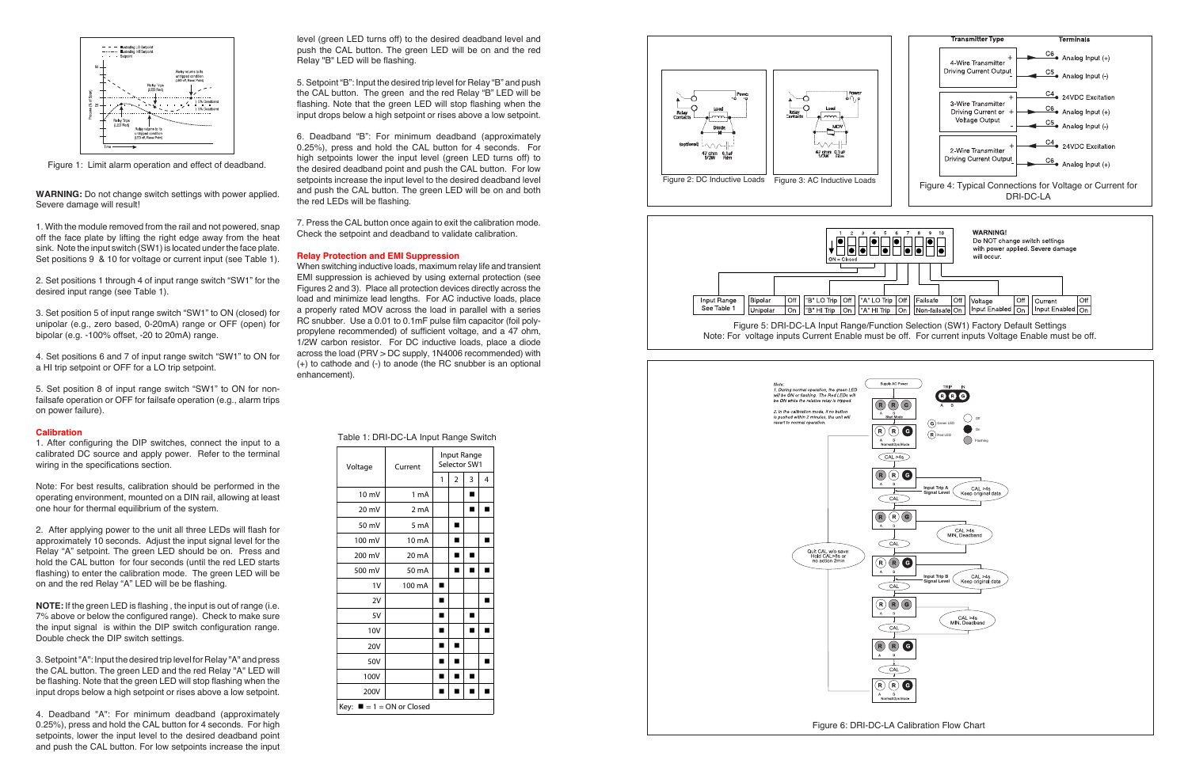Figure 1 labels: Rising LO Setpoint, Rising HI Setpoint, Setpoint, 50, Relay returns to its untripped condition (LED off, Reset Point), Relay Trips (LED Red), 1% Deadband, Process (% of Span), Relay Trips (LED Red), Relay returns to its untripped condition (LED off, Reset Point), Time

Figure 1: Limit alarm operation and effect of deadband.

**WARNING:** Do not change switch settings with power applied. Severe damage will result!

1. With the module removed from the rail and not powered, snap off the face plate by lifting the right edge away from the heat sink. Note the input switch (SW1) is located under the face plate. Set positions 9 & 10 for voltage or current input (see Table 1).

2. Set positions 1 through 4 of input range switch "SW1" for the desired input range (see Table 1).

3. Set position 5 of input range switch "SW1" to ON (closed) for unipolar (e.g., zero based, 0-20mA) range or OFF (open) for bipolar (e.g. -100% offset, -20 to 20mA) range.

4. Set positions 6 and 7 of input range switch "SW1" to ON for a HI trip setpoint or OFF for a LO trip setpoint.

5. Set position 8 of input range switch "SW1" to ON for non-failsafe operation or OFF for failsafe operation (e.g., alarm trips on power failure).

## Calibration

1. After configuring the DIP switches, connect the input to a calibrated DC source and apply power. Refer to the terminal wiring in the specifications section.

Note: For best results, calibration should be performed in the operating environment, mounted on a DIN rail, allowing at least one hour for thermal equilibrium of the system.

2. After applying power to the unit all three LEDs will flash for approximately 10 seconds. Adjust the input signal level for the Relay "A" setpoint. The green LED should be on. Press and hold the CAL button for four seconds (until the red LED starts flashing) to enter the calibration mode. The green LED will be on and the red Relay "A" LED will be be flashing.

**NOTE:** If the green LED is flashing , the input is out of range (i.e. 7% above or below the configured range). Check to make sure the input signal is within the DIP switch configuration range. Double check the DIP switch settings.

3. Setpoint "A": Input the desired trip level for Relay "A" and press the CAL button. The green LED and the red Relay "A" LED will be flashing. Note that the green LED will stop flashing when the input drops below a high setpoint or rises above a low setpoint.

4. Deadband "A": For minimum deadband (approximately 0.25%), press and hold the CAL button for 4 seconds. For high setpoints, lower the input level to the desired deadband point and push the CAL button. For low setpoints increase the input level (green LED turns off) to the desired deadband level and push the CAL button. The green LED will be on and the red Relay "B" LED will be flashing.

5. Setpoint "B": Input the desired trip level for Relay "B" and push the CAL button. The green and the red Relay "B" LED will be flashing. Note that the green LED will stop flashing when the input drops below a high setpoint or rises above a low setpoint.

6. Deadband "B": For minimum deadband (approximately 0.25%), press and hold the CAL button for 4 seconds. For high setpoints lower the input level (green LED turns off) to the desired deadband point and push the CAL button. For low setpoints increase the input level to the desired deadband level and push the CAL button. The green LED will be on and both the red LEDs will be flashing.

7. Press the CAL button once again to exit the calibration mode. Check the setpoint and deadband to validate calibration.

## Relay Protection and EMI Suppression

When switching inductive loads, maximum relay life and transient EMI suppression is achieved by using external protection (see Figures 2 and 3). Place all protection devices directly across the load and minimize lead lengths. For AC inductive loads, place a properly rated MOV across the load in parallel with a series RC snubber. Use a 0.01 to 0.1mF pulse film capacitor (foil polypropylene recommended) of sufficient voltage, and a 47 ohm, 1/2W carbon resistor. For DC inductive loads, place a diode across the load (PRV > DC supply, 1N4006 recommended) with (+) to cathode and (-) to anode (the RC snubber is an optional enhancement).

Table 1: DRI-DC-LA Input Range Switch

| Voltage | Current | Input Range Selector SW1 | | | |
|---|---|---|---|---|---|
| | | 1 | 2 | 3 | 4 |
| 10 mV | 1 mA | | | ■ | |
| 20 mV | 2 mA | | | ■ | ■ |
| 50 mV | 5 mA | | ■ | | |
| 100 mV | 10 mA | | ■ | | ■ |
| 200 mV | 20 mA | | ■ | ■ | |
| 500 mV | 50 mA | | ■ | ■ | ■ |
| 1V | 100 mA | ■ | | | |
| 2V | | ■ | | | ■ |
| 5V | | ■ | | ■ | |
| 10V | | ■ | | ■ | ■ |
| 20V | | ■ | ■ | | |
| 50V | | ■ | ■ | | ■ |
| 100V | | ■ | ■ | ■ | |
| 200V | | ■ | ■ | ■ | ■ |

Key: ■ = 1 = ON or Closed

Figure 2 labels: Relay Contacts, Load, Diode, (optional), 47 ohm 1/2W, 0.1uF Film, Power

Figure 2: DC Inductive Loads

Figure 3 labels: Relay Contacts, Load, MOV, 47 ohm 1/2W, 0.1uF Film, Power

Figure 3: AC Inductive Loads

Transmitter Type | Terminals

4-Wire Transmitter Driving Current Output: C6 Analog Input (+); C5 Analog Input (-)

3-Wire Transmitter Driving Current or Voltage Output: C4 24VDC Excitation; C6 Analog Input (+); C5 Analog Input (-)

2-Wire Transmitter Driving Current Output: C4 24VDC Excitation; C6 Analog Input (+)

Figure 4: Typical Connections for Voltage or Current for DRI-DC-LA

1 2 3 4 5 6 7 8 9 10

ON = Closed

**WARNING!**
Do NOT change switch settings with power applied. Severe damage will occur.

Input Range See Table 1

Bipolar Off / Unipolar On

"B" LO Trip Off / "B" HI Trip On

"A" LO Trip Off / "A" HI Trip On

Failsafe Off / Non-failsafe On

Voltage Input Enabled Off / On

Current Input Enabled Off / On

Figure 5: DRI-DC-LA Input Range/Function Selection (SW1) Factory Default Settings
Note: For voltage inputs Current Enable must be off. For current inputs Voltage Enable must be off.

Note:
1. During normal operation, the green LED will be ON or flashing. The Red LEDs will be ON while the relative relay is tripped.
2. In the calibration mode, if no button is pushed within 2 minutes, the unit will revert to normal operation.

Supply AC Power

TRIP IN

A B

Start Mode

Off

On

Flashing

G Green LED

R Red LED

Normal Ops Mode

CAL >4s

Input Trip A Signal Level

CAL

CAL >4s Keep original data

CAL >4s MIN. Deadband

Quit CAL w/o save Hold CAL>8s or no action 2min

Input Trip B Signal Level

CAL >4s Keep original data

CAL >4s MIN. Deadband

Normal Ops Mode

Figure 6: DRI-DC-LA Calibration Flow Chart